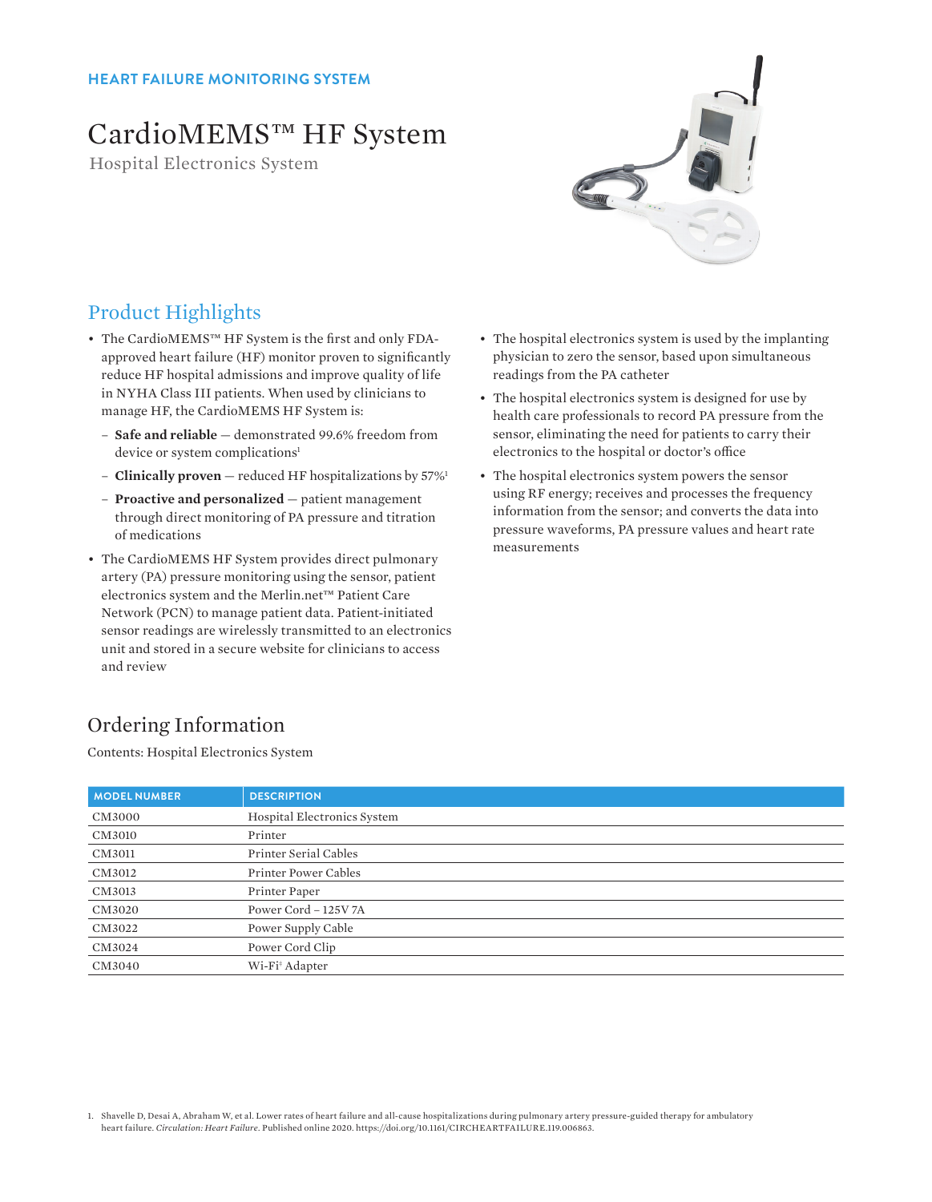HEART FAILURE MONITORING SYSTEM

# CardioMEMS™ HF System

Hospital Electronics System

## Product Highlights

- The CardioMEMS™ HF System is the first and only FDA-approved heart failure (HF) monitor proven to significantly reduce HF hospital admissions and improve quality of life in NYHA Class III patients. When used by clinicians to manage HF, the CardioMEMS HF System is:
  - **Safe and reliable** — demonstrated 99.6% freedom from device or system complications[1]
  - **Clinically proven** — reduced HF hospitalizations by 57%[1]
  - **Proactive and personalized** — patient management through direct monitoring of PA pressure and titration of medications
- The CardioMEMS HF System provides direct pulmonary artery (PA) pressure monitoring using the sensor, patient electronics system and the Merlin.net™ Patient Care Network (PCN) to manage patient data. Patient-initiated sensor readings are wirelessly transmitted to an electronics unit and stored in a secure website for clinicians to access and review
- The hospital electronics system is used by the implanting physician to zero the sensor, based upon simultaneous readings from the PA catheter
- The hospital electronics system is designed for use by health care professionals to record PA pressure from the sensor, eliminating the need for patients to carry their electronics to the hospital or doctor's office
- The hospital electronics system powers the sensor using RF energy; receives and processes the frequency information from the sensor; and converts the data into pressure waveforms, PA pressure values and heart rate measurements

## Ordering Information

Contents: Hospital Electronics System

| MODEL NUMBER | DESCRIPTION |
| --- | --- |
| CM3000 | Hospital Electronics System |
| CM3010 | Printer |
| CM3011 | Printer Serial Cables |
| CM3012 | Printer Power Cables |
| CM3013 | Printer Paper |
| CM3020 | Power Cord – 125V 7A |
| CM3022 | Power Supply Cable |
| CM3024 | Power Cord Clip |
| CM3040 | Wi-Fi‡ Adapter |

1. Shavelle D, Desai A, Abraham W, et al. Lower rates of heart failure and all-cause hospitalizations during pulmonary artery pressure-guided therapy for ambulatory heart failure. *Circulation: Heart Failure*. Published online 2020. https://doi.org/10.1161/CIRCHEARTFAILURE.119.006863.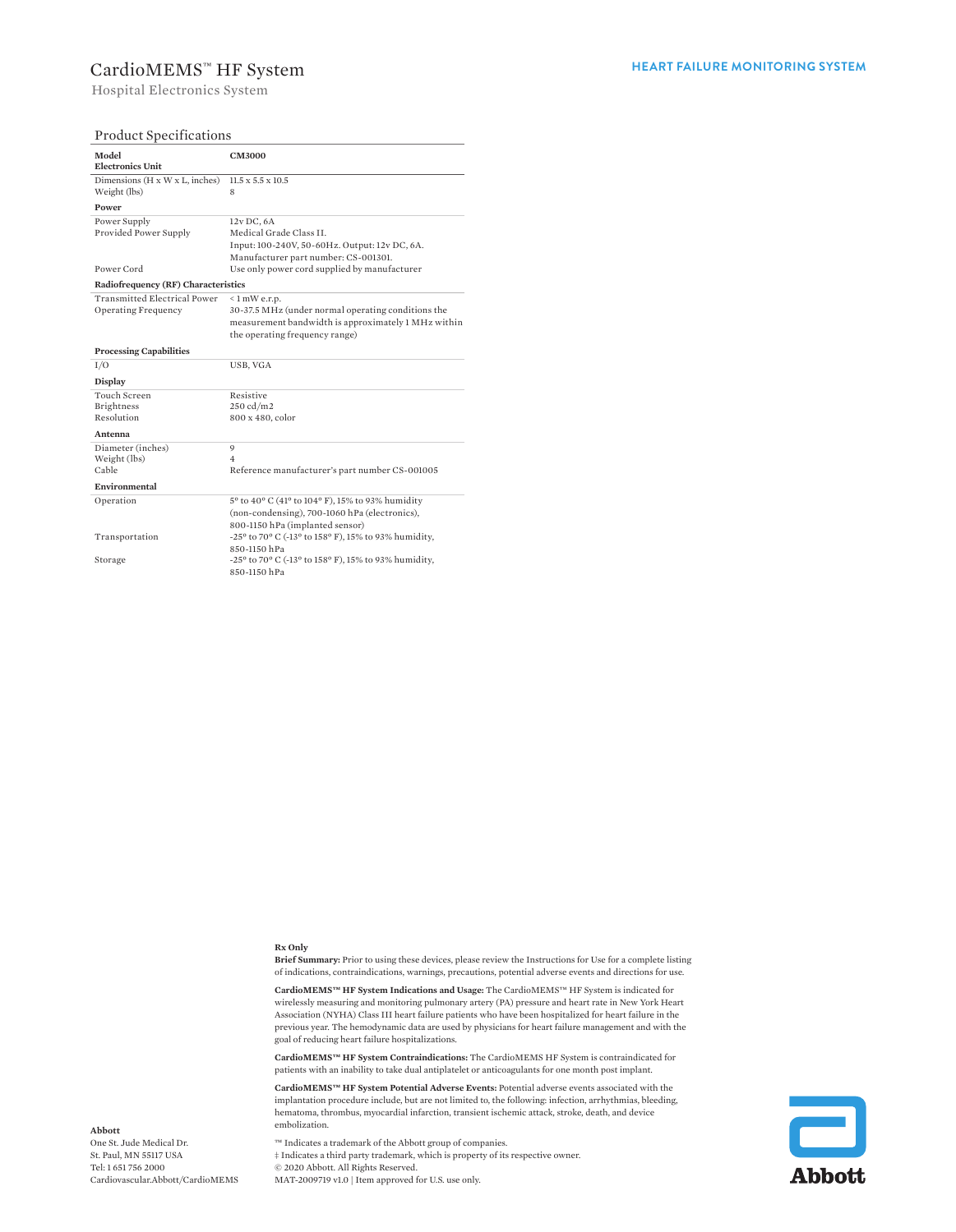# CardioMEMS™ HF System

Hospital Electronics System

**HEART FAILURE MONITORING SYSTEM**

## Product Specifications

| **Model Electronics Unit** | **CM3000** |
|---|---|
| Dimensions (H x W x L, inches) | 11.5 x 5.5 x 10.5 |
| Weight (lbs) | 8 |
| **Power** | |
| Power Supply | 12v DC, 6A |
| Provided Power Supply | Medical Grade Class II. Input: 100-240V, 50-60Hz. Output: 12v DC, 6A. Manufacturer part number: CS-001301. |
| Power Cord | Use only power cord supplied by manufacturer |
| **Radiofrequency (RF) Characteristics** | |
| Transmitted Electrical Power | < 1 mW e.r.p. |
| Operating Frequency | 30-37.5 MHz (under normal operating conditions the measurement bandwidth is approximately 1 MHz within the operating frequency range) |
| **Processing Capabilities** | |
| I/O | USB, VGA |
| **Display** | |
| Touch Screen | Resistive |
| Brightness | 250 cd/m2 |
| Resolution | 800 x 480, color |
| **Antenna** | |
| Diameter (inches) | 9 |
| Weight (lbs) | 4 |
| Cable | Reference manufacturer's part number CS-001005 |
| **Environmental** | |
| Operation | 5° to 40° C (41° to 104° F), 15% to 93% humidity (non-condensing), 700-1060 hPa (electronics), 800-1150 hPa (implanted sensor) |
| Transportation | -25° to 70° C (-13° to 158° F), 15% to 93% humidity, 850-1150 hPa |
| Storage | -25° to 70° C (-13° to 158° F), 15% to 93% humidity, 850-1150 hPa |

**Rx Only**

**Brief Summary:** Prior to using these devices, please review the Instructions for Use for a complete listing of indications, contraindications, warnings, precautions, potential adverse events and directions for use.

**CardioMEMS™ HF System Indications and Usage:** The CardioMEMS™ HF System is indicated for wirelessly measuring and monitoring pulmonary artery (PA) pressure and heart rate in New York Heart Association (NYHA) Class III heart failure patients who have been hospitalized for heart failure in the previous year. The hemodynamic data are used by physicians for heart failure management and with the goal of reducing heart failure hospitalizations.

**CardioMEMS™ HF System Contraindications:** The CardioMEMS HF System is contraindicated for patients with an inability to take dual antiplatelet or anticoagulants for one month post implant.

**CardioMEMS™ HF System Potential Adverse Events:** Potential adverse events associated with the implantation procedure include, but are not limited to, the following: infection, arrhythmias, bleeding, hematoma, thrombus, myocardial infarction, transient ischemic attack, stroke, death, and device embolization.

™ Indicates a trademark of the Abbott group of companies.
‡ Indicates a third party trademark, which is property of its respective owner.
© 2020 Abbott. All Rights Reserved.
MAT-2009719 v1.0 | Item approved for U.S. use only.

**Abbott**
One St. Jude Medical Dr.
St. Paul, MN 55117 USA
Tel: 1 651 756 2000
Cardiovascular.Abbott/CardioMEMS

Abbott